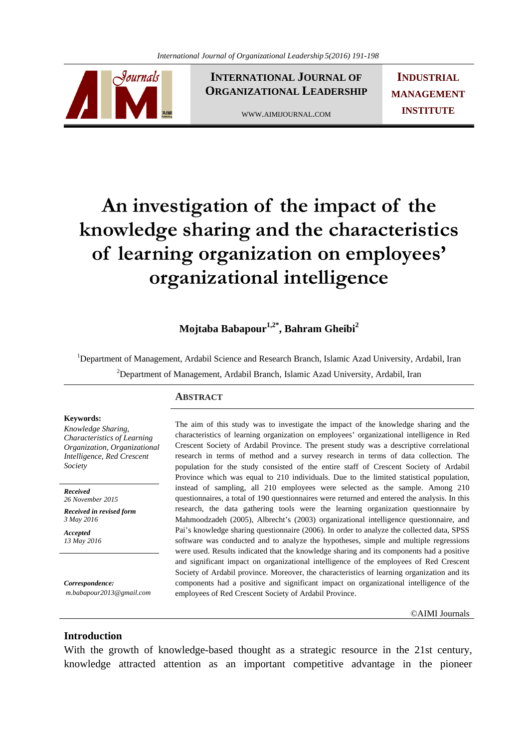# An investigation of the impact of the knowledge sharing and the characteristics of learning organization on employees' organizational intelligence

**Mojtaba Babapour[1,2*], Bahram Gheibi[2]**

[1]Department of Management, Ardabil Science and Research Branch, Islamic Azad University, Ardabil, Iran

[2]Department of Management, Ardabil Branch, Islamic Azad University, Ardabil, Iran

**Keywords:**
*Knowledge Sharing, Characteristics of Learning Organization, Organizational Intelligence, Red Crescent Society*

***Received***
*26 November 2015*

***Received in revised form***
*3 May 2016*

***Accepted***
*13 May 2016*

***Correspondence:***
*m.babapour2013@gmail.com*

## Abstract

The aim of this study was to investigate the impact of the knowledge sharing and the characteristics of learning organization on employees' organizational intelligence in Red Crescent Society of Ardabil Province. The present study was a descriptive correlational research in terms of method and a survey research in terms of data collection. The population for the study consisted of the entire staff of Crescent Society of Ardabil Province which was equal to 210 individuals. Due to the limited statistical population, instead of sampling, all 210 employees were selected as the sample. Among 210 questionnaires, a total of 190 questionnaires were returned and entered the analysis. In this research, the data gathering tools were the learning organization questionnaire by Mahmoodzadeh (2005), Albrecht's (2003) organizational intelligence questionnaire, and Pai's knowledge sharing questionnaire (2006). In order to analyze the collected data, SPSS software was conducted and to analyze the hypotheses, simple and multiple regressions were used. Results indicated that the knowledge sharing and its components had a positive and significant impact on organizational intelligence of the employees of Red Crescent Society of Ardabil province. Moreover, the characteristics of learning organization and its components had a positive and significant impact on organizational intelligence of the employees of Red Crescent Society of Ardabil Province.

©AIMI Journals

## Introduction

With the growth of knowledge-based thought as a strategic resource in the 21st century, knowledge attracted attention as an important competitive advantage in the pioneer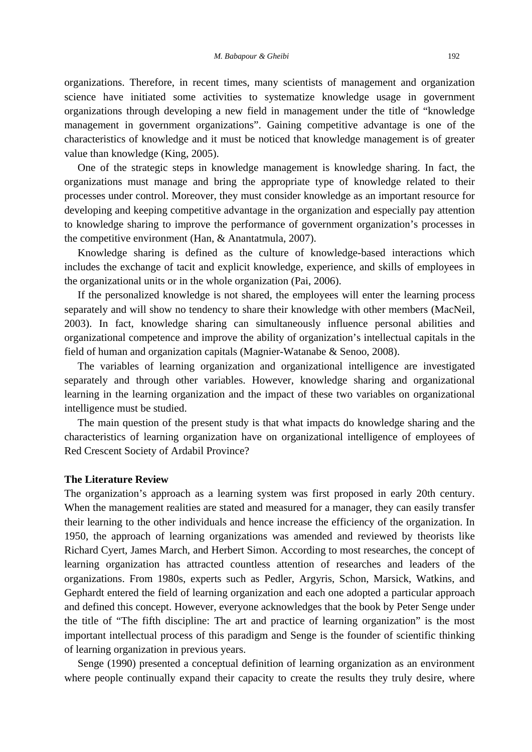organizations. Therefore, in recent times, many scientists of management and organization science have initiated some activities to systematize knowledge usage in government organizations through developing a new field in management under the title of "knowledge management in government organizations". Gaining competitive advantage is one of the characteristics of knowledge and it must be noticed that knowledge management is of greater value than knowledge (King, 2005).

One of the strategic steps in knowledge management is knowledge sharing. In fact, the organizations must manage and bring the appropriate type of knowledge related to their processes under control. Moreover, they must consider knowledge as an important resource for developing and keeping competitive advantage in the organization and especially pay attention to knowledge sharing to improve the performance of government organization's processes in the competitive environment (Han, & Anantatmula, 2007).

Knowledge sharing is defined as the culture of knowledge-based interactions which includes the exchange of tacit and explicit knowledge, experience, and skills of employees in the organizational units or in the whole organization (Pai, 2006).

If the personalized knowledge is not shared, the employees will enter the learning process separately and will show no tendency to share their knowledge with other members (MacNeil, 2003). In fact, knowledge sharing can simultaneously influence personal abilities and organizational competence and improve the ability of organization's intellectual capitals in the field of human and organization capitals (Magnier-Watanabe & Senoo, 2008).

The variables of learning organization and organizational intelligence are investigated separately and through other variables. However, knowledge sharing and organizational learning in the learning organization and the impact of these two variables on organizational intelligence must be studied.

The main question of the present study is that what impacts do knowledge sharing and the characteristics of learning organization have on organizational intelligence of employees of Red Crescent Society of Ardabil Province?

## The Literature Review

The organization's approach as a learning system was first proposed in early 20th century. When the management realities are stated and measured for a manager, they can easily transfer their learning to the other individuals and hence increase the efficiency of the organization. In 1950, the approach of learning organizations was amended and reviewed by theorists like Richard Cyert, James March, and Herbert Simon. According to most researches, the concept of learning organization has attracted countless attention of researches and leaders of the organizations. From 1980s, experts such as Pedler, Argyris, Schon, Marsick, Watkins, and Gephardt entered the field of learning organization and each one adopted a particular approach and defined this concept. However, everyone acknowledges that the book by Peter Senge under the title of "The fifth discipline: The art and practice of learning organization" is the most important intellectual process of this paradigm and Senge is the founder of scientific thinking of learning organization in previous years.

Senge (1990) presented a conceptual definition of learning organization as an environment where people continually expand their capacity to create the results they truly desire, where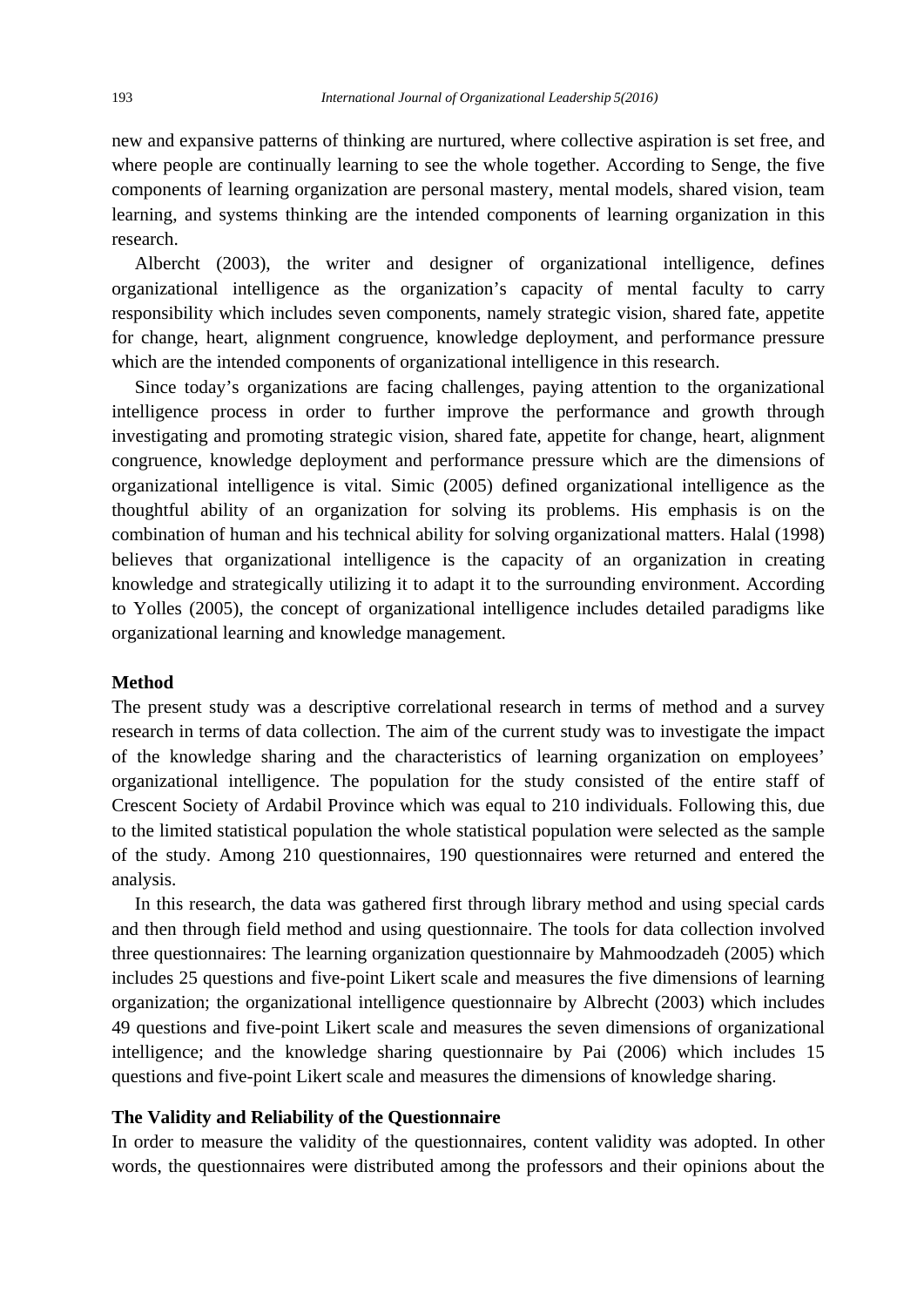new and expansive patterns of thinking are nurtured, where collective aspiration is set free, and where people are continually learning to see the whole together. According to Senge, the five components of learning organization are personal mastery, mental models, shared vision, team learning, and systems thinking are the intended components of learning organization in this research.

Albercht (2003), the writer and designer of organizational intelligence, defines organizational intelligence as the organization's capacity of mental faculty to carry responsibility which includes seven components, namely strategic vision, shared fate, appetite for change, heart, alignment congruence, knowledge deployment, and performance pressure which are the intended components of organizational intelligence in this research.

Since today's organizations are facing challenges, paying attention to the organizational intelligence process in order to further improve the performance and growth through investigating and promoting strategic vision, shared fate, appetite for change, heart, alignment congruence, knowledge deployment and performance pressure which are the dimensions of organizational intelligence is vital. Simic (2005) defined organizational intelligence as the thoughtful ability of an organization for solving its problems. His emphasis is on the combination of human and his technical ability for solving organizational matters. Halal (1998) believes that organizational intelligence is the capacity of an organization in creating knowledge and strategically utilizing it to adapt it to the surrounding environment. According to Yolles (2005), the concept of organizational intelligence includes detailed paradigms like organizational learning and knowledge management.

## Method

The present study was a descriptive correlational research in terms of method and a survey research in terms of data collection. The aim of the current study was to investigate the impact of the knowledge sharing and the characteristics of learning organization on employees' organizational intelligence. The population for the study consisted of the entire staff of Crescent Society of Ardabil Province which was equal to 210 individuals. Following this, due to the limited statistical population the whole statistical population were selected as the sample of the study. Among 210 questionnaires, 190 questionnaires were returned and entered the analysis.

In this research, the data was gathered first through library method and using special cards and then through field method and using questionnaire. The tools for data collection involved three questionnaires: The learning organization questionnaire by Mahmoodzadeh (2005) which includes 25 questions and five-point Likert scale and measures the five dimensions of learning organization; the organizational intelligence questionnaire by Albrecht (2003) which includes 49 questions and five-point Likert scale and measures the seven dimensions of organizational intelligence; and the knowledge sharing questionnaire by Pai (2006) which includes 15 questions and five-point Likert scale and measures the dimensions of knowledge sharing.

## The Validity and Reliability of the Questionnaire

In order to measure the validity of the questionnaires, content validity was adopted. In other words, the questionnaires were distributed among the professors and their opinions about the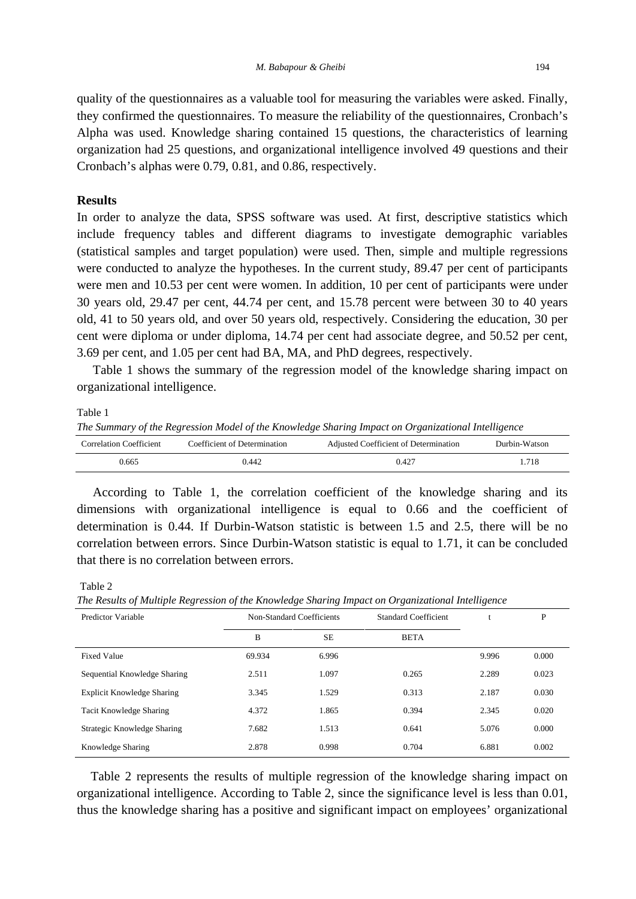quality of the questionnaires as a valuable tool for measuring the variables were asked. Finally, they confirmed the questionnaires. To measure the reliability of the questionnaires, Cronbach's Alpha was used. Knowledge sharing contained 15 questions, the characteristics of learning organization had 25 questions, and organizational intelligence involved 49 questions and their Cronbach's alphas were 0.79, 0.81, and 0.86, respectively.

## Results

In order to analyze the data, SPSS software was used. At first, descriptive statistics which include frequency tables and different diagrams to investigate demographic variables (statistical samples and target population) were used. Then, simple and multiple regressions were conducted to analyze the hypotheses. In the current study, 89.47 per cent of participants were men and 10.53 per cent were women. In addition, 10 per cent of participants were under 30 years old, 29.47 per cent, 44.74 per cent, and 15.78 percent were between 30 to 40 years old, 41 to 50 years old, and over 50 years old, respectively. Considering the education, 30 per cent were diploma or under diploma, 14.74 per cent had associate degree, and 50.52 per cent, 3.69 per cent, and 1.05 per cent had BA, MA, and PhD degrees, respectively.

Table 1 shows the summary of the regression model of the knowledge sharing impact on organizational intelligence.

Table 1

*The Summary of the Regression Model of the Knowledge Sharing Impact on Organizational Intelligence*

| Correlation Coefficient | Coefficient of Determination | Adjusted Coefficient of Determination | Durbin-Watson |
|---|---|---|---|
| 0.665 | 0.442 | 0.427 | 1.718 |

According to Table 1, the correlation coefficient of the knowledge sharing and its dimensions with organizational intelligence is equal to 0.66 and the coefficient of determination is 0.44. If Durbin-Watson statistic is between 1.5 and 2.5, there will be no correlation between errors. Since Durbin-Watson statistic is equal to 1.71, it can be concluded that there is no correlation between errors.

Table 2

*The Results of Multiple Regression of the Knowledge Sharing Impact on Organizational Intelligence*

| Predictor Variable | Non-Standard Coefficients | | Standard Coefficient | t | P |
|---|---|---|---|---|---|
| | B | SE | BETA | | |
| Fixed Value | 69.934 | 6.996 | | 9.996 | 0.000 |
| Sequential Knowledge Sharing | 2.511 | 1.097 | 0.265 | 2.289 | 0.023 |
| Explicit Knowledge Sharing | 3.345 | 1.529 | 0.313 | 2.187 | 0.030 |
| Tacit Knowledge Sharing | 4.372 | 1.865 | 0.394 | 2.345 | 0.020 |
| Strategic Knowledge Sharing | 7.682 | 1.513 | 0.641 | 5.076 | 0.000 |
| Knowledge Sharing | 2.878 | 0.998 | 0.704 | 6.881 | 0.002 |

Table 2 represents the results of multiple regression of the knowledge sharing impact on organizational intelligence. According to Table 2, since the significance level is less than 0.01, thus the knowledge sharing has a positive and significant impact on employees' organizational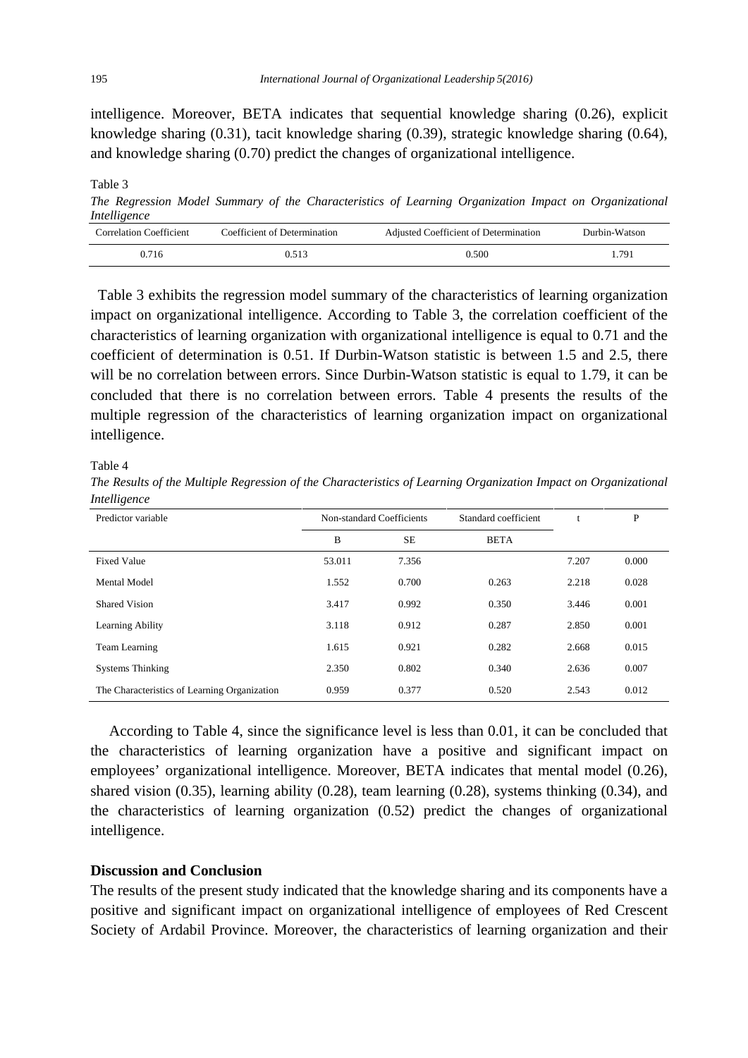intelligence. Moreover, BETA indicates that sequential knowledge sharing (0.26), explicit knowledge sharing (0.31), tacit knowledge sharing (0.39), strategic knowledge sharing (0.64), and knowledge sharing (0.70) predict the changes of organizational intelligence.

Table 3

*The Regression Model Summary of the Characteristics of Learning Organization Impact on Organizational Intelligence*

| Correlation Coefficient | Coefficient of Determination | Adjusted Coefficient of Determination | Durbin-Watson |
|---|---|---|---|
| 0.716 | 0.513 | 0.500 | 1.791 |

Table 3 exhibits the regression model summary of the characteristics of learning organization impact on organizational intelligence. According to Table 3, the correlation coefficient of the characteristics of learning organization with organizational intelligence is equal to 0.71 and the coefficient of determination is 0.51. If Durbin-Watson statistic is between 1.5 and 2.5, there will be no correlation between errors. Since Durbin-Watson statistic is equal to 1.79, it can be concluded that there is no correlation between errors. Table 4 presents the results of the multiple regression of the characteristics of learning organization impact on organizational intelligence.

Table 4

*The Results of the Multiple Regression of the Characteristics of Learning Organization Impact on Organizational Intelligence*

| Predictor variable | Non-standard Coefficients | | Standard coefficient | t | P |
|---|---|---|---|---|---|
| | B | SE | BETA | | |
| Fixed Value | 53.011 | 7.356 | | 7.207 | 0.000 |
| Mental Model | 1.552 | 0.700 | 0.263 | 2.218 | 0.028 |
| Shared Vision | 3.417 | 0.992 | 0.350 | 3.446 | 0.001 |
| Learning Ability | 3.118 | 0.912 | 0.287 | 2.850 | 0.001 |
| Team Learning | 1.615 | 0.921 | 0.282 | 2.668 | 0.015 |
| Systems Thinking | 2.350 | 0.802 | 0.340 | 2.636 | 0.007 |
| The Characteristics of Learning Organization | 0.959 | 0.377 | 0.520 | 2.543 | 0.012 |

According to Table 4, since the significance level is less than 0.01, it can be concluded that the characteristics of learning organization have a positive and significant impact on employees' organizational intelligence. Moreover, BETA indicates that mental model (0.26), shared vision (0.35), learning ability (0.28), team learning (0.28), systems thinking (0.34), and the characteristics of learning organization (0.52) predict the changes of organizational intelligence.

## Discussion and Conclusion

The results of the present study indicated that the knowledge sharing and its components have a positive and significant impact on organizational intelligence of employees of Red Crescent Society of Ardabil Province. Moreover, the characteristics of learning organization and their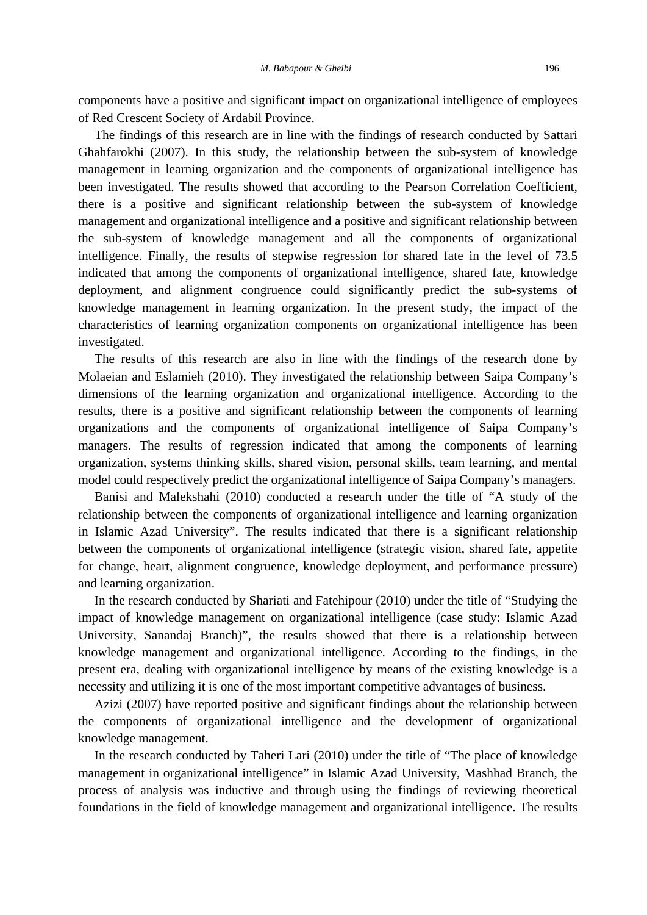components have a positive and significant impact on organizational intelligence of employees of Red Crescent Society of Ardabil Province.

The findings of this research are in line with the findings of research conducted by Sattari Ghahfarokhi (2007). In this study, the relationship between the sub-system of knowledge management in learning organization and the components of organizational intelligence has been investigated. The results showed that according to the Pearson Correlation Coefficient, there is a positive and significant relationship between the sub-system of knowledge management and organizational intelligence and a positive and significant relationship between the sub-system of knowledge management and all the components of organizational intelligence. Finally, the results of stepwise regression for shared fate in the level of 73.5 indicated that among the components of organizational intelligence, shared fate, knowledge deployment, and alignment congruence could significantly predict the sub-systems of knowledge management in learning organization. In the present study, the impact of the characteristics of learning organization components on organizational intelligence has been investigated.

The results of this research are also in line with the findings of the research done by Molaeian and Eslamieh (2010). They investigated the relationship between Saipa Company's dimensions of the learning organization and organizational intelligence. According to the results, there is a positive and significant relationship between the components of learning organizations and the components of organizational intelligence of Saipa Company's managers. The results of regression indicated that among the components of learning organization, systems thinking skills, shared vision, personal skills, team learning, and mental model could respectively predict the organizational intelligence of Saipa Company's managers.

Banisi and Malekshahi (2010) conducted a research under the title of "A study of the relationship between the components of organizational intelligence and learning organization in Islamic Azad University". The results indicated that there is a significant relationship between the components of organizational intelligence (strategic vision, shared fate, appetite for change, heart, alignment congruence, knowledge deployment, and performance pressure) and learning organization.

In the research conducted by Shariati and Fatehipour (2010) under the title of "Studying the impact of knowledge management on organizational intelligence (case study: Islamic Azad University, Sanandaj Branch)", the results showed that there is a relationship between knowledge management and organizational intelligence. According to the findings, in the present era, dealing with organizational intelligence by means of the existing knowledge is a necessity and utilizing it is one of the most important competitive advantages of business.

Azizi (2007) have reported positive and significant findings about the relationship between the components of organizational intelligence and the development of organizational knowledge management.

In the research conducted by Taheri Lari (2010) under the title of "The place of knowledge management in organizational intelligence" in Islamic Azad University, Mashhad Branch, the process of analysis was inductive and through using the findings of reviewing theoretical foundations in the field of knowledge management and organizational intelligence. The results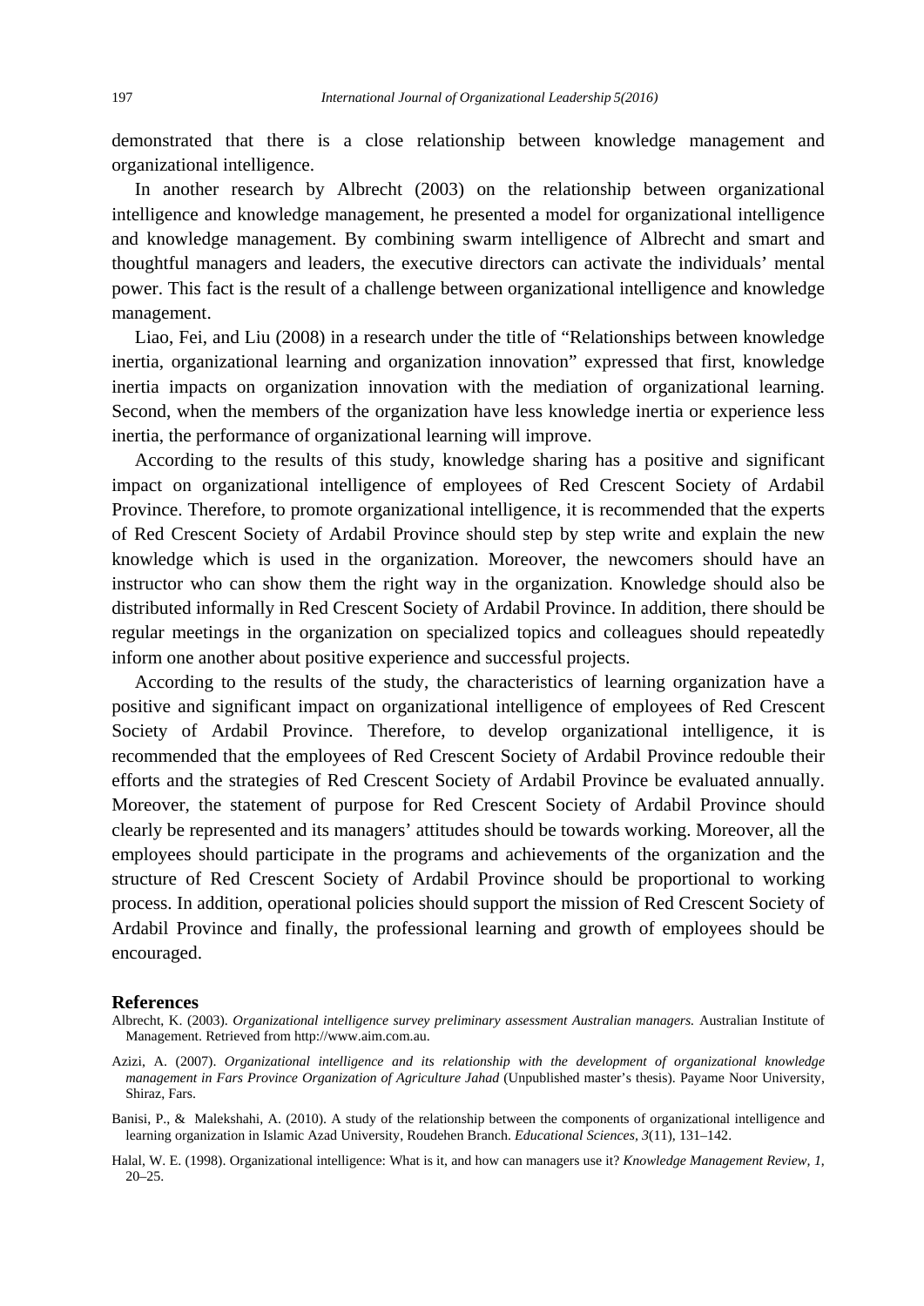demonstrated that there is a close relationship between knowledge management and organizational intelligence.

In another research by Albrecht (2003) on the relationship between organizational intelligence and knowledge management, he presented a model for organizational intelligence and knowledge management. By combining swarm intelligence of Albrecht and smart and thoughtful managers and leaders, the executive directors can activate the individuals' mental power. This fact is the result of a challenge between organizational intelligence and knowledge management.

Liao, Fei, and Liu (2008) in a research under the title of "Relationships between knowledge inertia, organizational learning and organization innovation" expressed that first, knowledge inertia impacts on organization innovation with the mediation of organizational learning. Second, when the members of the organization have less knowledge inertia or experience less inertia, the performance of organizational learning will improve.

According to the results of this study, knowledge sharing has a positive and significant impact on organizational intelligence of employees of Red Crescent Society of Ardabil Province. Therefore, to promote organizational intelligence, it is recommended that the experts of Red Crescent Society of Ardabil Province should step by step write and explain the new knowledge which is used in the organization. Moreover, the newcomers should have an instructor who can show them the right way in the organization. Knowledge should also be distributed informally in Red Crescent Society of Ardabil Province. In addition, there should be regular meetings in the organization on specialized topics and colleagues should repeatedly inform one another about positive experience and successful projects.

According to the results of the study, the characteristics of learning organization have a positive and significant impact on organizational intelligence of employees of Red Crescent Society of Ardabil Province. Therefore, to develop organizational intelligence, it is recommended that the employees of Red Crescent Society of Ardabil Province redouble their efforts and the strategies of Red Crescent Society of Ardabil Province be evaluated annually. Moreover, the statement of purpose for Red Crescent Society of Ardabil Province should clearly be represented and its managers' attitudes should be towards working. Moreover, all the employees should participate in the programs and achievements of the organization and the structure of Red Crescent Society of Ardabil Province should be proportional to working process. In addition, operational policies should support the mission of Red Crescent Society of Ardabil Province and finally, the professional learning and growth of employees should be encouraged.

## References

Albrecht, K. (2003). *Organizational intelligence survey preliminary assessment Australian managers.* Australian Institute of Management. Retrieved from http://www.aim.com.au.

Azizi, A. (2007). *Organizational intelligence and its relationship with the development of organizational knowledge management in Fars Province Organization of Agriculture Jahad* (Unpublished master's thesis). Payame Noor University, Shiraz, Fars.

Banisi, P., & Malekshahi, A. (2010). A study of the relationship between the components of organizational intelligence and learning organization in Islamic Azad University, Roudehen Branch. *Educational Sciences, 3*(11), 131–142.

Halal, W. E. (1998). Organizational intelligence: What is it, and how can managers use it? *Knowledge Management Review, 1,* 20–25.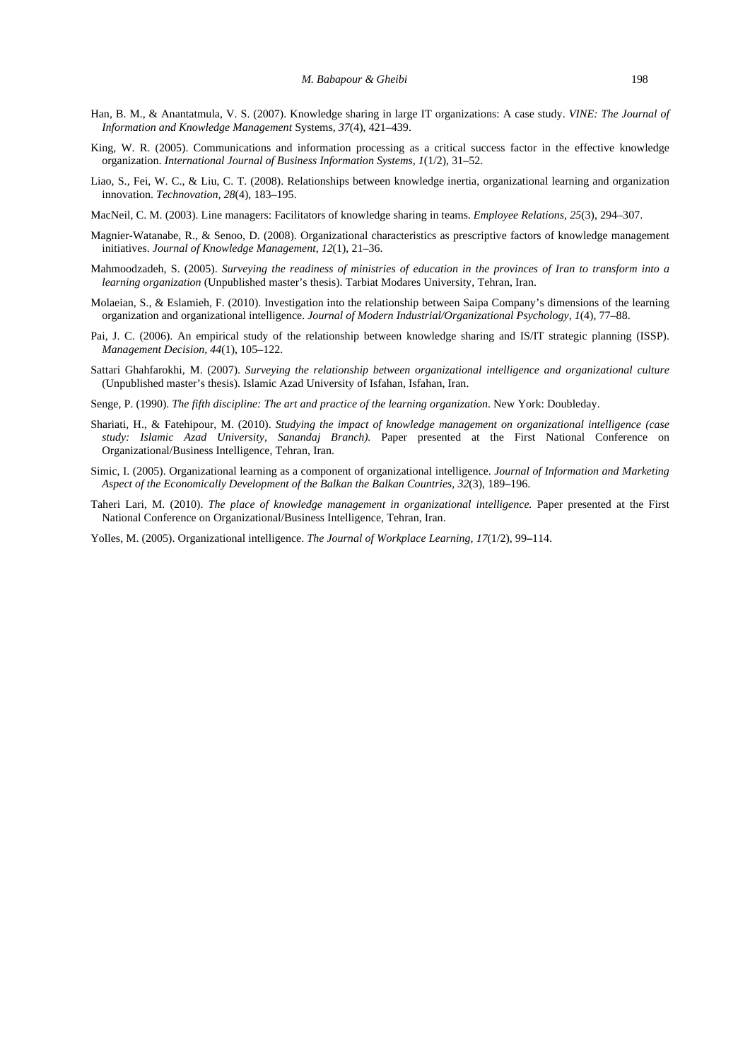Han, B. M., & Anantatmula, V. S. (2007). Knowledge sharing in large IT organizations: A case study. *VINE: The Journal of Information and Knowledge Management* Systems, *37*(4), 421–439.

King, W. R. (2005). Communications and information processing as a critical success factor in the effective knowledge organization. *International Journal of Business Information Systems, 1*(1/2), 31–52.

Liao, S., Fei, W. C., & Liu, C. T. (2008). Relationships between knowledge inertia, organizational learning and organization innovation. *Technovation, 28*(4), 183–195.

MacNeil, C. M. (2003). Line managers: Facilitators of knowledge sharing in teams. *Employee Relations, 25*(3), 294–307.

Magnier-Watanabe, R., & Senoo, D. (2008). Organizational characteristics as prescriptive factors of knowledge management initiatives. *Journal of Knowledge Management, 12*(1), 21–36.

Mahmoodzadeh, S. (2005). *Surveying the readiness of ministries of education in the provinces of Iran to transform into a learning organization* (Unpublished master's thesis). Tarbiat Modares University, Tehran, Iran.

Molaeian, S., & Eslamieh, F. (2010). Investigation into the relationship between Saipa Company's dimensions of the learning organization and organizational intelligence. *Journal of Modern Industrial/Organizational Psychology, 1*(4), 77–88.

Pai, J. C. (2006). An empirical study of the relationship between knowledge sharing and IS/IT strategic planning (ISSP). *Management Decision, 44*(1), 105–122.

Sattari Ghahfarokhi, M. (2007). *Surveying the relationship between organizational intelligence and organizational culture* (Unpublished master's thesis). Islamic Azad University of Isfahan, Isfahan, Iran.

Senge, P. (1990). *The fifth discipline: The art and practice of the learning organization*. New York: Doubleday.

Shariati, H., & Fatehipour, M. (2010). *Studying the impact of knowledge management on organizational intelligence (case study: Islamic Azad University, Sanandaj Branch).* Paper presented at the First National Conference on Organizational/Business Intelligence, Tehran, Iran.

Simic, I. (2005). Organizational learning as a component of organizational intelligence. *Journal of Information and Marketing Aspect of the Economically Development of the Balkan the Balkan Countries, 32*(3), 189–196.

Taheri Lari, M. (2010). *The place of knowledge management in organizational intelligence.* Paper presented at the First National Conference on Organizational/Business Intelligence, Tehran, Iran.

Yolles, M. (2005). Organizational intelligence. *The Journal of Workplace Learning, 17*(1/2), 99–114.